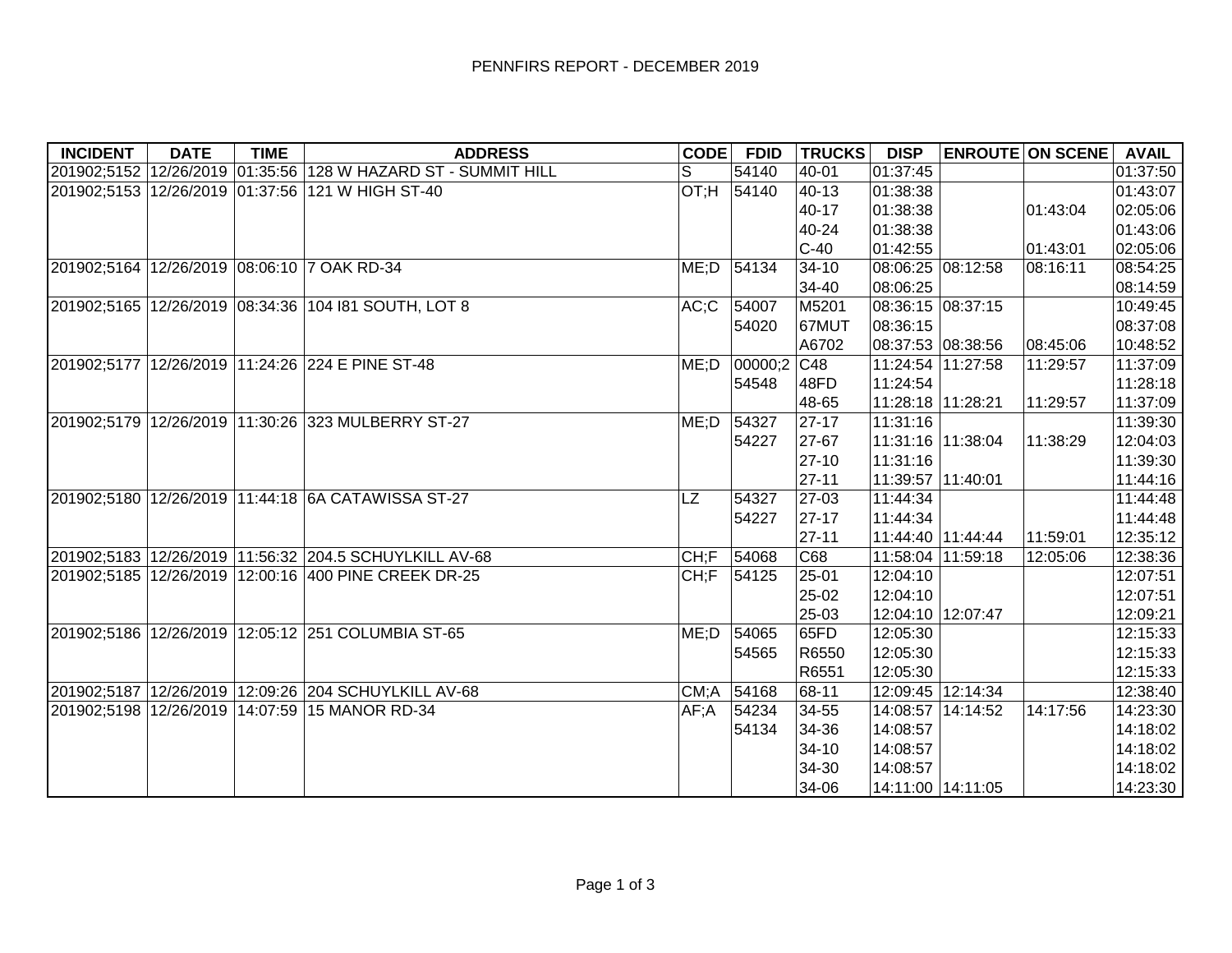# PENNFIRS REPORT - DECEMBER 2019

| INCIDENT | DATE | TIME | ADDRESS | CODE | FDID | TRUCKS | DISP | ENROUTE | ON SCENE | AVAIL |
|---|---|---|---|---|---|---|---|---|---|---|
| 201902;5152 | 12/26/2019 | 01:35:56 | 128 W HAZARD ST - SUMMIT HILL | S | 54140 | 40-01 | 01:37:45 | | | 01:37:50 |
| 201902;5153 | 12/26/2019 | 01:37:56 | 121 W HIGH ST-40 | OT;H | 54140 | 40-13 | 01:38:38 | | | 01:43:07 |
| | | | | | | 40-17 | 01:38:38 | | 01:43:04 | 02:05:06 |
| | | | | | | 40-24 | 01:38:38 | | | 01:43:06 |
| | | | | | | C-40 | 01:42:55 | | 01:43:01 | 02:05:06 |
| 201902;5164 | 12/26/2019 | 08:06:10 | 7 OAK RD-34 | ME;D | 54134 | 34-10 | 08:06:25 | 08:12:58 | 08:16:11 | 08:54:25 |
| | | | | | | 34-40 | 08:06:25 | | | 08:14:59 |
| 201902;5165 | 12/26/2019 | 08:34:36 | 104 I81 SOUTH, LOT 8 | AC;C | 54007 | M5201 | 08:36:15 | 08:37:15 | | 10:49:45 |
| | | | | | 54020 | 67MUT | 08:36:15 | | | 08:37:08 |
| | | | | | | A6702 | 08:37:53 | 08:38:56 | 08:45:06 | 10:48:52 |
| 201902;5177 | 12/26/2019 | 11:24:26 | 224 E PINE ST-48 | ME;D | 00000;2 | C48 | 11:24:54 | 11:27:58 | 11:29:57 | 11:37:09 |
| | | | | | 54548 | 48FD | 11:24:54 | | | 11:28:18 |
| | | | | | | 48-65 | 11:28:18 | 11:28:21 | 11:29:57 | 11:37:09 |
| 201902;5179 | 12/26/2019 | 11:30:26 | 323 MULBERRY ST-27 | ME;D | 54327 | 27-17 | 11:31:16 | | | 11:39:30 |
| | | | | | 54227 | 27-67 | 11:31:16 | 11:38:04 | 11:38:29 | 12:04:03 |
| | | | | | | 27-10 | 11:31:16 | | | 11:39:30 |
| | | | | | | 27-11 | 11:39:57 | 11:40:01 | | 11:44:16 |
| 201902;5180 | 12/26/2019 | 11:44:18 | 6A CATAWISSA ST-27 | LZ | 54327 | 27-03 | 11:44:34 | | | 11:44:48 |
| | | | | | 54227 | 27-17 | 11:44:34 | | | 11:44:48 |
| | | | | | | 27-11 | 11:44:40 | 11:44:44 | 11:59:01 | 12:35:12 |
| 201902;5183 | 12/26/2019 | 11:56:32 | 204.5 SCHUYLKILL AV-68 | CH;F | 54068 | C68 | 11:58:04 | 11:59:18 | 12:05:06 | 12:38:36 |
| 201902;5185 | 12/26/2019 | 12:00:16 | 400 PINE CREEK DR-25 | CH;F | 54125 | 25-01 | 12:04:10 | | | 12:07:51 |
| | | | | | | 25-02 | 12:04:10 | | | 12:07:51 |
| | | | | | | 25-03 | 12:04:10 | 12:07:47 | | 12:09:21 |
| 201902;5186 | 12/26/2019 | 12:05:12 | 251 COLUMBIA ST-65 | ME;D | 54065 | 65FD | 12:05:30 | | | 12:15:33 |
| | | | | | 54565 | R6550 | 12:05:30 | | | 12:15:33 |
| | | | | | | R6551 | 12:05:30 | | | 12:15:33 |
| 201902;5187 | 12/26/2019 | 12:09:26 | 204 SCHUYLKILL AV-68 | CM;A | 54168 | 68-11 | 12:09:45 | 12:14:34 | | 12:38:40 |
| 201902;5198 | 12/26/2019 | 14:07:59 | 15 MANOR RD-34 | AF;A | 54234 | 34-55 | 14:08:57 | 14:14:52 | 14:17:56 | 14:23:30 |
| | | | | | 54134 | 34-36 | 14:08:57 | | | 14:18:02 |
| | | | | | | 34-10 | 14:08:57 | | | 14:18:02 |
| | | | | | | 34-30 | 14:08:57 | | | 14:18:02 |
| | | | | | | 34-06 | 14:11:00 | 14:11:05 | | 14:23:30 |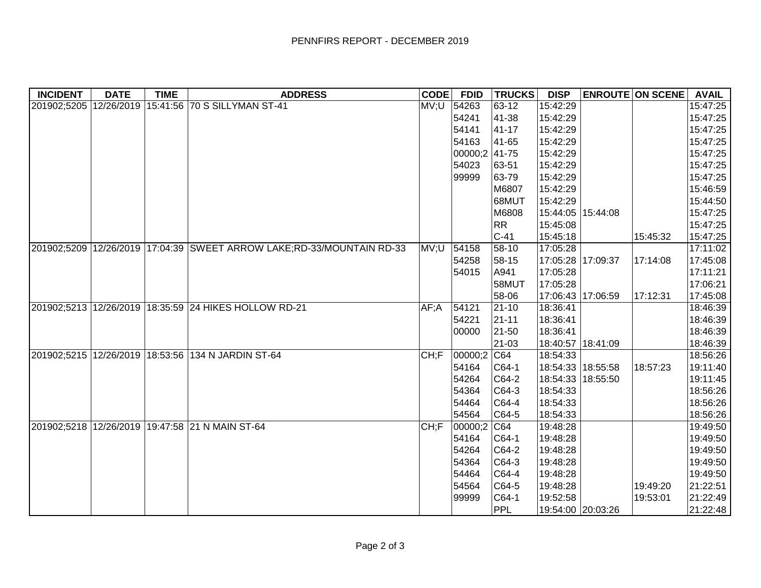PENNFIRS REPORT - DECEMBER 2019

| INCIDENT | DATE | TIME | ADDRESS | CODE | FDID | TRUCKS | DISP | ENROUTE | ON SCENE | AVAIL |
|---|---|---|---|---|---|---|---|---|---|---|
| 201902;5205 | 12/26/2019 | 15:41:56 | 70 S SILLYMAN ST-41 | MV;U | 54263 | 63-12 | 15:42:29 | | | 15:47:25 |
| | | | | | 54241 | 41-38 | 15:42:29 | | | 15:47:25 |
| | | | | | 54141 | 41-17 | 15:42:29 | | | 15:47:25 |
| | | | | | 54163 | 41-65 | 15:42:29 | | | 15:47:25 |
| | | | | | 00000;2 | 41-75 | 15:42:29 | | | 15:47:25 |
| | | | | | 54023 | 63-51 | 15:42:29 | | | 15:47:25 |
| | | | | | 99999 | 63-79 | 15:42:29 | | | 15:47:25 |
| | | | | | | M6807 | 15:42:29 | | | 15:46:59 |
| | | | | | | 68MUT | 15:42:29 | | | 15:44:50 |
| | | | | | | M6808 | 15:44:05 | 15:44:08 | | 15:47:25 |
| | | | | | | RR | 15:45:08 | | | 15:47:25 |
| | | | | | | C-41 | 15:45:18 | | 15:45:32 | 15:47:25 |
| 201902;5209 | 12/26/2019 | 17:04:39 | SWEET ARROW LAKE;RD-33/MOUNTAIN RD-33 | MV;U | 54158 | 58-10 | 17:05:28 | | | 17:11:02 |
| | | | | | 54258 | 58-15 | 17:05:28 | 17:09:37 | 17:14:08 | 17:45:08 |
| | | | | | 54015 | A941 | 17:05:28 | | | 17:11:21 |
| | | | | | | 58MUT | 17:05:28 | | | 17:06:21 |
| | | | | | | 58-06 | 17:06:43 | 17:06:59 | 17:12:31 | 17:45:08 |
| 201902;5213 | 12/26/2019 | 18:35:59 | 24 HIKES HOLLOW RD-21 | AF;A | 54121 | 21-10 | 18:36:41 | | | 18:46:39 |
| | | | | | 54221 | 21-11 | 18:36:41 | | | 18:46:39 |
| | | | | | 00000 | 21-50 | 18:36:41 | | | 18:46:39 |
| | | | | | | 21-03 | 18:40:57 | 18:41:09 | | 18:46:39 |
| 201902;5215 | 12/26/2019 | 18:53:56 | 134 N JARDIN ST-64 | CH;F | 00000;2 | C64 | 18:54:33 | | | 18:56:26 |
| | | | | | 54164 | C64-1 | 18:54:33 | 18:55:58 | 18:57:23 | 19:11:40 |
| | | | | | 54264 | C64-2 | 18:54:33 | 18:55:50 | | 19:11:45 |
| | | | | | 54364 | C64-3 | 18:54:33 | | | 18:56:26 |
| | | | | | 54464 | C64-4 | 18:54:33 | | | 18:56:26 |
| | | | | | 54564 | C64-5 | 18:54:33 | | | 18:56:26 |
| 201902;5218 | 12/26/2019 | 19:47:58 | 21 N MAIN ST-64 | CH;F | 00000;2 | C64 | 19:48:28 | | | 19:49:50 |
| | | | | | 54164 | C64-1 | 19:48:28 | | | 19:49:50 |
| | | | | | 54264 | C64-2 | 19:48:28 | | | 19:49:50 |
| | | | | | 54364 | C64-3 | 19:48:28 | | | 19:49:50 |
| | | | | | 54464 | C64-4 | 19:48:28 | | | 19:49:50 |
| | | | | | 54564 | C64-5 | 19:48:28 | | 19:49:20 | 21:22:51 |
| | | | | | 99999 | C64-1 | 19:52:58 | | 19:53:01 | 21:22:49 |
| | | | | | | PPL | 19:54:00 | 20:03:26 | | 21:22:48 |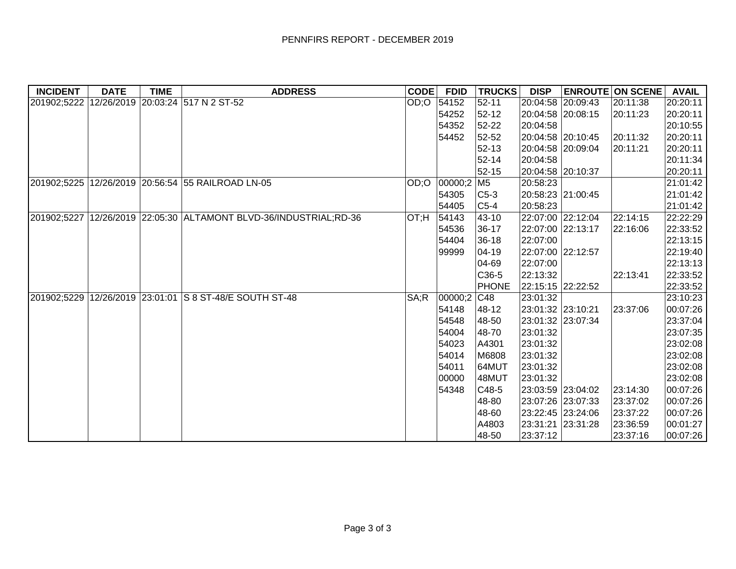PENNFIRS REPORT - DECEMBER 2019

| INCIDENT | DATE | TIME | ADDRESS | CODE | FDID | TRUCKS | DISP | ENROUTE | ON SCENE | AVAIL |
|---|---|---|---|---|---|---|---|---|---|---|
| 201902;5222 | 12/26/2019 | 20:03:24 | 517 N 2 ST-52 | OD;O | 54152 | 52-11 | 20:04:58 | 20:09:43 | 20:11:38 | 20:20:11 |
| | | | | | 54252 | 52-12 | 20:04:58 | 20:08:15 | 20:11:23 | 20:20:11 |
| | | | | | 54352 | 52-22 | 20:04:58 | | | 20:10:55 |
| | | | | | 54452 | 52-52 | 20:04:58 | 20:10:45 | 20:11:32 | 20:20:11 |
| | | | | | | 52-13 | 20:04:58 | 20:09:04 | 20:11:21 | 20:20:11 |
| | | | | | | 52-14 | 20:04:58 | | | 20:11:34 |
| | | | | | | 52-15 | 20:04:58 | 20:10:37 | | 20:20:11 |
| 201902;5225 | 12/26/2019 | 20:56:54 | 55 RAILROAD LN-05 | OD;O | 00000;2 | M5 | 20:58:23 | | | 21:01:42 |
| | | | | | 54305 | C5-3 | 20:58:23 | 21:00:45 | | 21:01:42 |
| | | | | | 54405 | C5-4 | 20:58:23 | | | 21:01:42 |
| 201902;5227 | 12/26/2019 | 22:05:30 | ALTAMONT BLVD-36/INDUSTRIAL;RD-36 | OT;H | 54143 | 43-10 | 22:07:00 | 22:12:04 | 22:14:15 | 22:22:29 |
| | | | | | 54536 | 36-17 | 22:07:00 | 22:13:17 | 22:16:06 | 22:33:52 |
| | | | | | 54404 | 36-18 | 22:07:00 | | | 22:13:15 |
| | | | | | 99999 | 04-19 | 22:07:00 | 22:12:57 | | 22:19:40 |
| | | | | | | 04-69 | 22:07:00 | | | 22:13:13 |
| | | | | | | C36-5 | 22:13:32 | | 22:13:41 | 22:33:52 |
| | | | | | | PHONE | 22:15:15 | 22:22:52 | | 22:33:52 |
| 201902;5229 | 12/26/2019 | 23:01:01 | S 8 ST-48/E SOUTH ST-48 | SA;R | 00000;2 | C48 | 23:01:32 | | | 23:10:23 |
| | | | | | 54148 | 48-12 | 23:01:32 | 23:10:21 | 23:37:06 | 00:07:26 |
| | | | | | 54548 | 48-50 | 23:01:32 | 23:07:34 | | 23:37:04 |
| | | | | | 54004 | 48-70 | 23:01:32 | | | 23:07:35 |
| | | | | | 54023 | A4301 | 23:01:32 | | | 23:02:08 |
| | | | | | 54014 | M6808 | 23:01:32 | | | 23:02:08 |
| | | | | | 54011 | 64MUT | 23:01:32 | | | 23:02:08 |
| | | | | | 00000 | 48MUT | 23:01:32 | | | 23:02:08 |
| | | | | | 54348 | C48-5 | 23:03:59 | 23:04:02 | 23:14:30 | 00:07:26 |
| | | | | | | 48-80 | 23:07:26 | 23:07:33 | 23:37:02 | 00:07:26 |
| | | | | | | 48-60 | 23:22:45 | 23:24:06 | 23:37:22 | 00:07:26 |
| | | | | | | A4803 | 23:31:21 | 23:31:28 | 23:36:59 | 00:01:27 |
| | | | | | | 48-50 | 23:37:12 | | 23:37:16 | 00:07:26 |